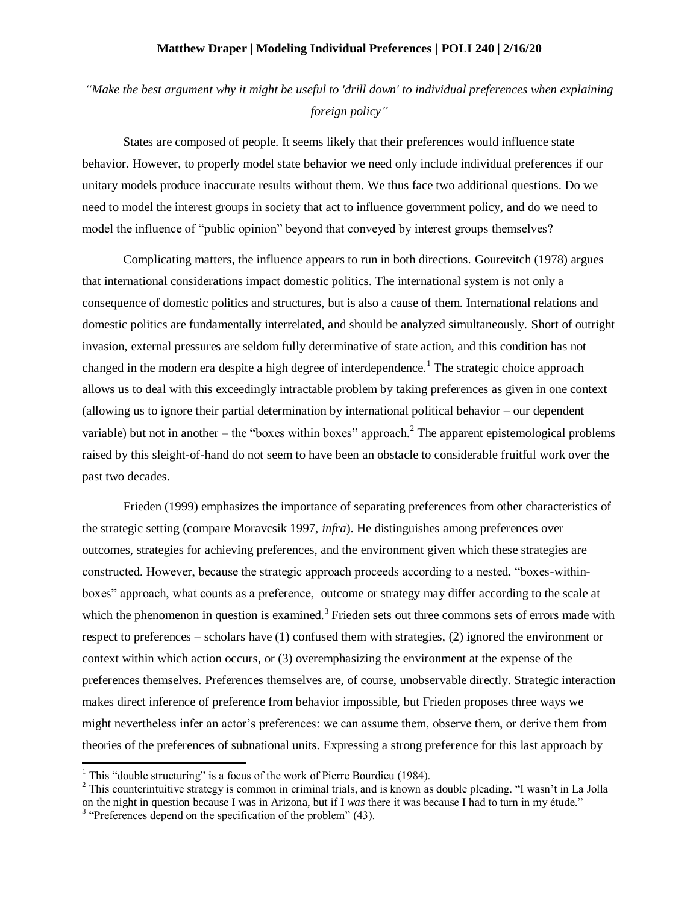**Matthew Draper | Modeling Individual Preferences | POLI 240 | 2/16/20**

*"Make the best argument why it might be useful to 'drill down' to individual preferences when explaining foreign policy"*

States are composed of people. It seems likely that their preferences would influence state behavior. However, to properly model state behavior we need only include individual preferences if our unitary models produce inaccurate results without them. We thus face two additional questions. Do we need to model the interest groups in society that act to influence government policy, and do we need to model the influence of "public opinion" beyond that conveyed by interest groups themselves?

Complicating matters, the influence appears to run in both directions. Gourevitch (1978) argues that international considerations impact domestic politics. The international system is not only a consequence of domestic politics and structures, but is also a cause of them. International relations and domestic politics are fundamentally interrelated, and should be analyzed simultaneously. Short of outright invasion, external pressures are seldom fully determinative of state action, and this condition has not changed in the modern era despite a high degree of interdependence.[1] The strategic choice approach allows us to deal with this exceedingly intractable problem by taking preferences as given in one context (allowing us to ignore their partial determination by international political behavior – our dependent variable) but not in another – the "boxes within boxes" approach.[2] The apparent epistemological problems raised by this sleight-of-hand do not seem to have been an obstacle to considerable fruitful work over the past two decades.

Frieden (1999) emphasizes the importance of separating preferences from other characteristics of the strategic setting (compare Moravcsik 1997, *infra*). He distinguishes among preferences over outcomes, strategies for achieving preferences, and the environment given which these strategies are constructed. However, because the strategic approach proceeds according to a nested, "boxes-within-boxes" approach, what counts as a preference, outcome or strategy may differ according to the scale at which the phenomenon in question is examined.[3] Frieden sets out three commons sets of errors made with respect to preferences – scholars have (1) confused them with strategies, (2) ignored the environment or context within which action occurs, or (3) overemphasizing the environment at the expense of the preferences themselves. Preferences themselves are, of course, unobservable directly. Strategic interaction makes direct inference of preference from behavior impossible, but Frieden proposes three ways we might nevertheless infer an actor's preferences: we can assume them, observe them, or derive them from theories of the preferences of subnational units. Expressing a strong preference for this last approach by

---

[1] This "double structuring" is a focus of the work of Pierre Bourdieu (1984).

[2] This counterintuitive strategy is common in criminal trials, and is known as double pleading. "I wasn't in La Jolla on the night in question because I was in Arizona, but if I *was* there it was because I had to turn in my étude."

[3] "Preferences depend on the specification of the problem" (43).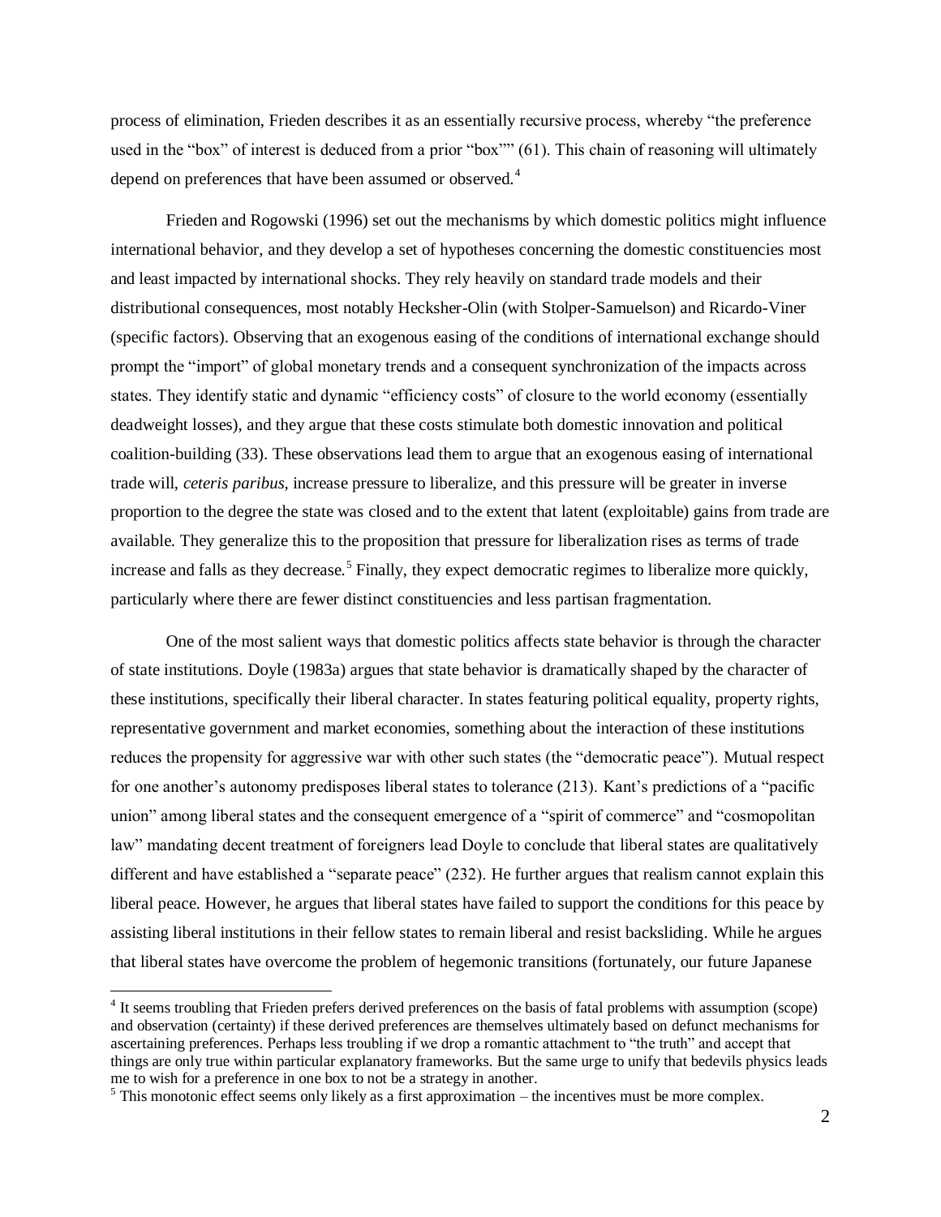process of elimination, Frieden describes it as an essentially recursive process, whereby "the preference used in the "box" of interest is deduced from a prior "box"" (61). This chain of reasoning will ultimately depend on preferences that have been assumed or observed.[4]

Frieden and Rogowski (1996) set out the mechanisms by which domestic politics might influence international behavior, and they develop a set of hypotheses concerning the domestic constituencies most and least impacted by international shocks. They rely heavily on standard trade models and their distributional consequences, most notably Hecksher-Olin (with Stolper-Samuelson) and Ricardo-Viner (specific factors). Observing that an exogenous easing of the conditions of international exchange should prompt the "import" of global monetary trends and a consequent synchronization of the impacts across states. They identify static and dynamic "efficiency costs" of closure to the world economy (essentially deadweight losses), and they argue that these costs stimulate both domestic innovation and political coalition-building (33). These observations lead them to argue that an exogenous easing of international trade will, *ceteris paribus*, increase pressure to liberalize, and this pressure will be greater in inverse proportion to the degree the state was closed and to the extent that latent (exploitable) gains from trade are available. They generalize this to the proposition that pressure for liberalization rises as terms of trade increase and falls as they decrease.[5] Finally, they expect democratic regimes to liberalize more quickly, particularly where there are fewer distinct constituencies and less partisan fragmentation.

One of the most salient ways that domestic politics affects state behavior is through the character of state institutions. Doyle (1983a) argues that state behavior is dramatically shaped by the character of these institutions, specifically their liberal character. In states featuring political equality, property rights, representative government and market economies, something about the interaction of these institutions reduces the propensity for aggressive war with other such states (the "democratic peace"). Mutual respect for one another's autonomy predisposes liberal states to tolerance (213). Kant's predictions of a "pacific union" among liberal states and the consequent emergence of a "spirit of commerce" and "cosmopolitan law" mandating decent treatment of foreigners lead Doyle to conclude that liberal states are qualitatively different and have established a "separate peace" (232). He further argues that realism cannot explain this liberal peace. However, he argues that liberal states have failed to support the conditions for this peace by assisting liberal institutions in their fellow states to remain liberal and resist backsliding. While he argues that liberal states have overcome the problem of hegemonic transitions (fortunately, our future Japanese

[4] It seems troubling that Frieden prefers derived preferences on the basis of fatal problems with assumption (scope) and observation (certainty) if these derived preferences are themselves ultimately based on defunct mechanisms for ascertaining preferences. Perhaps less troubling if we drop a romantic attachment to "the truth" and accept that things are only true within particular explanatory frameworks. But the same urge to unify that bedevils physics leads me to wish for a preference in one box to not be a strategy in another.

[5] This monotonic effect seems only likely as a first approximation – the incentives must be more complex.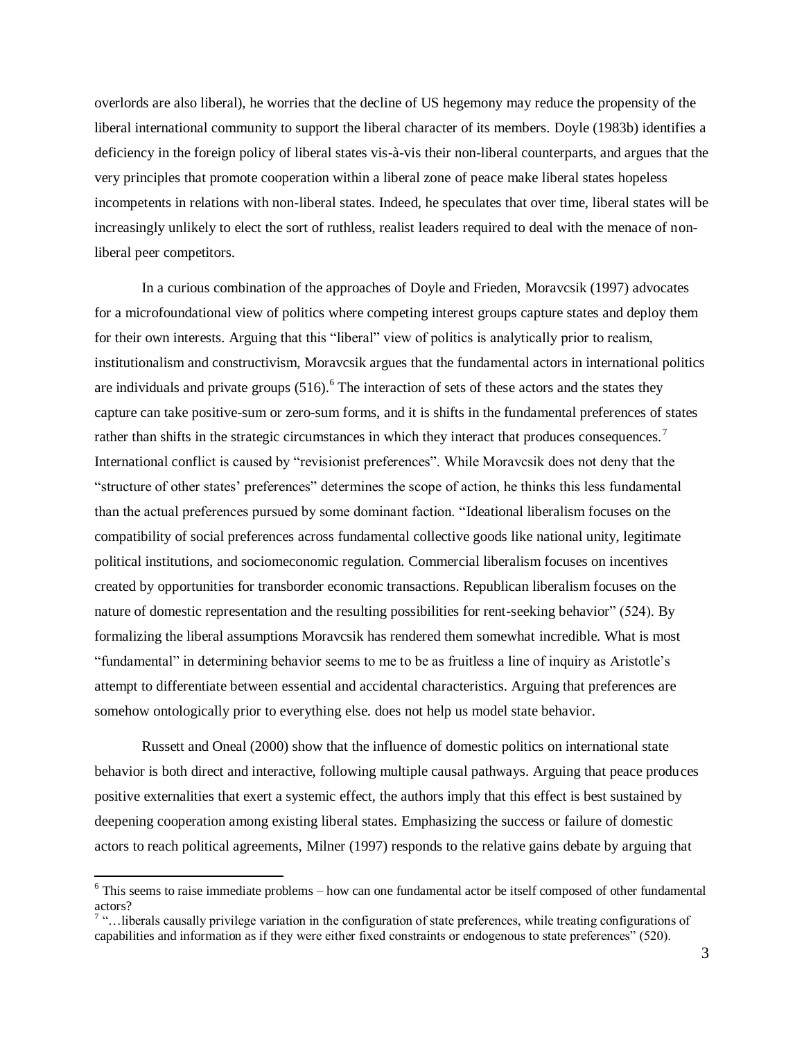overlords are also liberal), he worries that the decline of US hegemony may reduce the propensity of the liberal international community to support the liberal character of its members. Doyle (1983b) identifies a deficiency in the foreign policy of liberal states vis-à-vis their non-liberal counterparts, and argues that the very principles that promote cooperation within a liberal zone of peace make liberal states hopeless incompetents in relations with non-liberal states. Indeed, he speculates that over time, liberal states will be increasingly unlikely to elect the sort of ruthless, realist leaders required to deal with the menace of non-liberal peer competitors.

In a curious combination of the approaches of Doyle and Frieden, Moravcsik (1997) advocates for a microfoundational view of politics where competing interest groups capture states and deploy them for their own interests. Arguing that this "liberal" view of politics is analytically prior to realism, institutionalism and constructivism, Moravcsik argues that the fundamental actors in international politics are individuals and private groups (516).[6] The interaction of sets of these actors and the states they capture can take positive-sum or zero-sum forms, and it is shifts in the fundamental preferences of states rather than shifts in the strategic circumstances in which they interact that produces consequences.[7] International conflict is caused by "revisionist preferences". While Moravcsik does not deny that the "structure of other states' preferences" determines the scope of action, he thinks this less fundamental than the actual preferences pursued by some dominant faction. "Ideational liberalism focuses on the compatibility of social preferences across fundamental collective goods like national unity, legitimate political institutions, and sociomeconomic regulation. Commercial liberalism focuses on incentives created by opportunities for transborder economic transactions. Republican liberalism focuses on the nature of domestic representation and the resulting possibilities for rent-seeking behavior" (524). By formalizing the liberal assumptions Moravcsik has rendered them somewhat incredible. What is most "fundamental" in determining behavior seems to me to be as fruitless a line of inquiry as Aristotle's attempt to differentiate between essential and accidental characteristics. Arguing that preferences are somehow ontologically prior to everything else. does not help us model state behavior.

Russett and Oneal (2000) show that the influence of domestic politics on international state behavior is both direct and interactive, following multiple causal pathways. Arguing that peace produces positive externalities that exert a systemic effect, the authors imply that this effect is best sustained by deepening cooperation among existing liberal states. Emphasizing the success or failure of domestic actors to reach political agreements, Milner (1997) responds to the relative gains debate by arguing that

---

[6] This seems to raise immediate problems – how can one fundamental actor be itself composed of other fundamental actors?

[7] "…liberals causally privilege variation in the configuration of state preferences, while treating configurations of capabilities and information as if they were either fixed constraints or endogenous to state preferences" (520).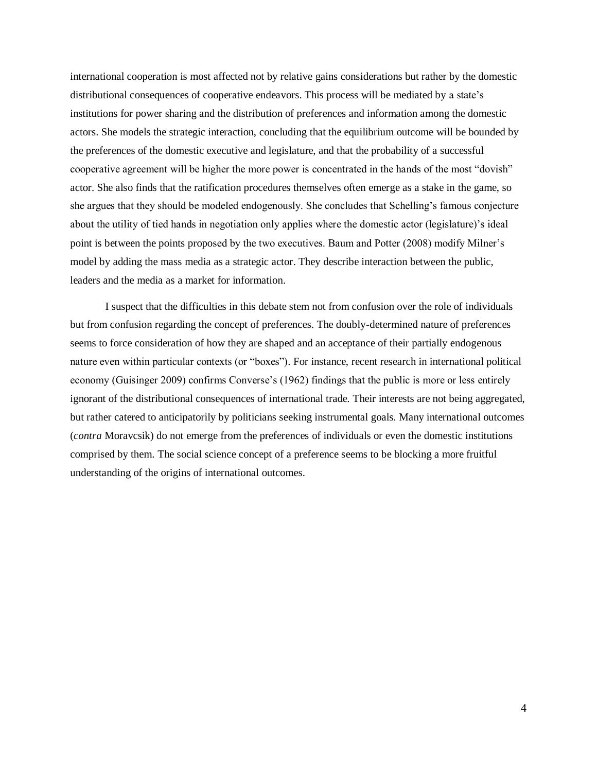international cooperation is most affected not by relative gains considerations but rather by the domestic distributional consequences of cooperative endeavors. This process will be mediated by a state's institutions for power sharing and the distribution of preferences and information among the domestic actors. She models the strategic interaction, concluding that the equilibrium outcome will be bounded by the preferences of the domestic executive and legislature, and that the probability of a successful cooperative agreement will be higher the more power is concentrated in the hands of the most "dovish" actor. She also finds that the ratification procedures themselves often emerge as a stake in the game, so she argues that they should be modeled endogenously. She concludes that Schelling's famous conjecture about the utility of tied hands in negotiation only applies where the domestic actor (legislature)'s ideal point is between the points proposed by the two executives. Baum and Potter (2008) modify Milner's model by adding the mass media as a strategic actor. They describe interaction between the public, leaders and the media as a market for information.

I suspect that the difficulties in this debate stem not from confusion over the role of individuals but from confusion regarding the concept of preferences. The doubly-determined nature of preferences seems to force consideration of how they are shaped and an acceptance of their partially endogenous nature even within particular contexts (or "boxes"). For instance, recent research in international political economy (Guisinger 2009) confirms Converse's (1962) findings that the public is more or less entirely ignorant of the distributional consequences of international trade. Their interests are not being aggregated, but rather catered to anticipatorily by politicians seeking instrumental goals. Many international outcomes (*contra* Moravcsik) do not emerge from the preferences of individuals or even the domestic institutions comprised by them. The social science concept of a preference seems to be blocking a more fruitful understanding of the origins of international outcomes.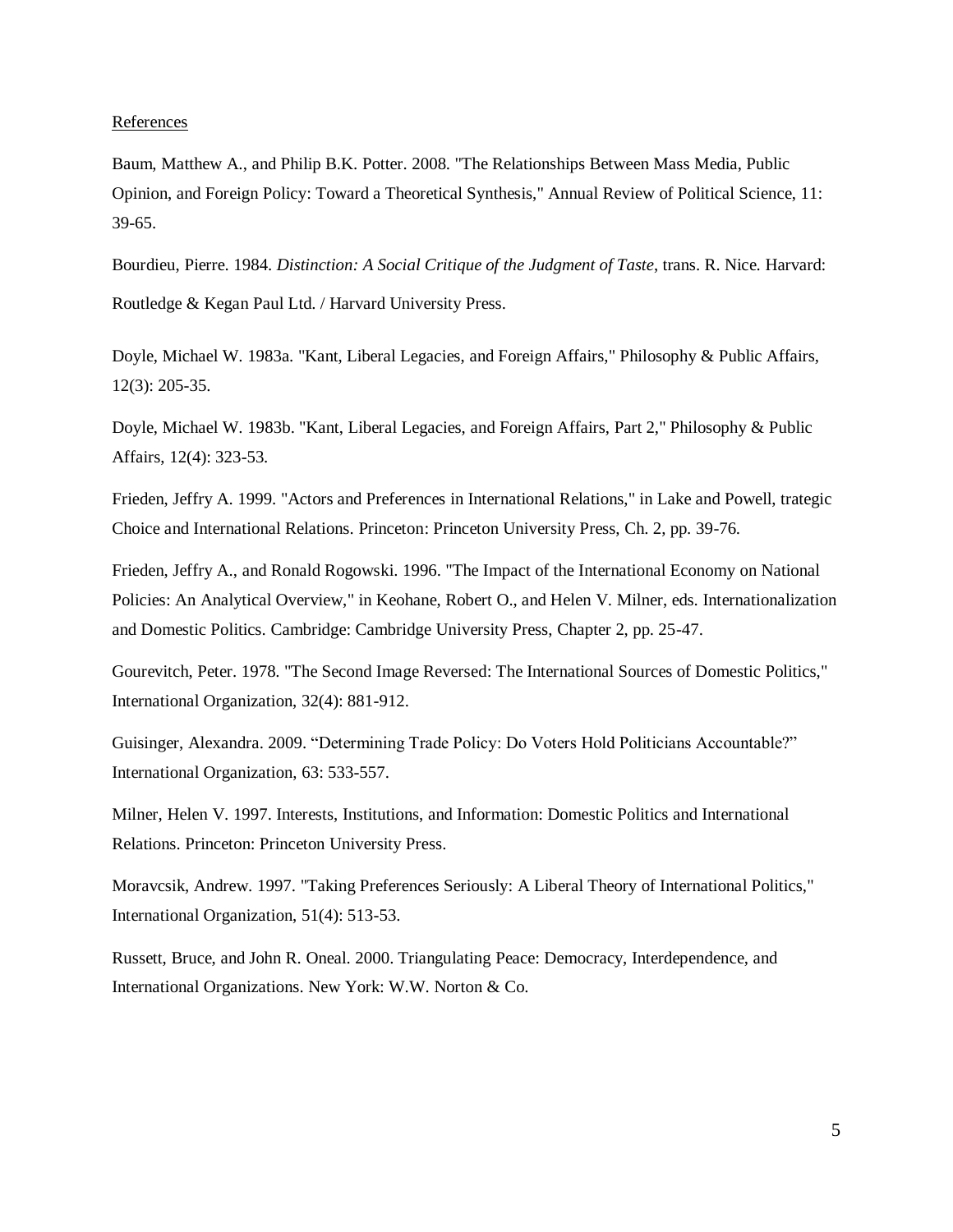References

Baum, Matthew A., and Philip B.K. Potter. 2008. "The Relationships Between Mass Media, Public Opinion, and Foreign Policy: Toward a Theoretical Synthesis," Annual Review of Political Science, 11: 39-65.

Bourdieu, Pierre. 1984. *Distinction: A Social Critique of the Judgment of Taste*, trans. R. Nice. Harvard: Routledge & Kegan Paul Ltd. / Harvard University Press.

Doyle, Michael W. 1983a. "Kant, Liberal Legacies, and Foreign Affairs," Philosophy & Public Affairs, 12(3): 205-35.

Doyle, Michael W. 1983b. "Kant, Liberal Legacies, and Foreign Affairs, Part 2," Philosophy & Public Affairs, 12(4): 323-53.

Frieden, Jeffry A. 1999. "Actors and Preferences in International Relations," in Lake and Powell, trategic Choice and International Relations. Princeton: Princeton University Press, Ch. 2, pp. 39-76.

Frieden, Jeffry A., and Ronald Rogowski. 1996. "The Impact of the International Economy on National Policies: An Analytical Overview," in Keohane, Robert O., and Helen V. Milner, eds. Internationalization and Domestic Politics. Cambridge: Cambridge University Press, Chapter 2, pp. 25-47.

Gourevitch, Peter. 1978. "The Second Image Reversed: The International Sources of Domestic Politics," International Organization, 32(4): 881-912.

Guisinger, Alexandra. 2009. "Determining Trade Policy: Do Voters Hold Politicians Accountable?" International Organization, 63: 533-557.

Milner, Helen V. 1997. Interests, Institutions, and Information: Domestic Politics and International Relations. Princeton: Princeton University Press.

Moravcsik, Andrew. 1997. "Taking Preferences Seriously: A Liberal Theory of International Politics," International Organization, 51(4): 513-53.

Russett, Bruce, and John R. Oneal. 2000. Triangulating Peace: Democracy, Interdependence, and International Organizations. New York: W.W. Norton & Co.